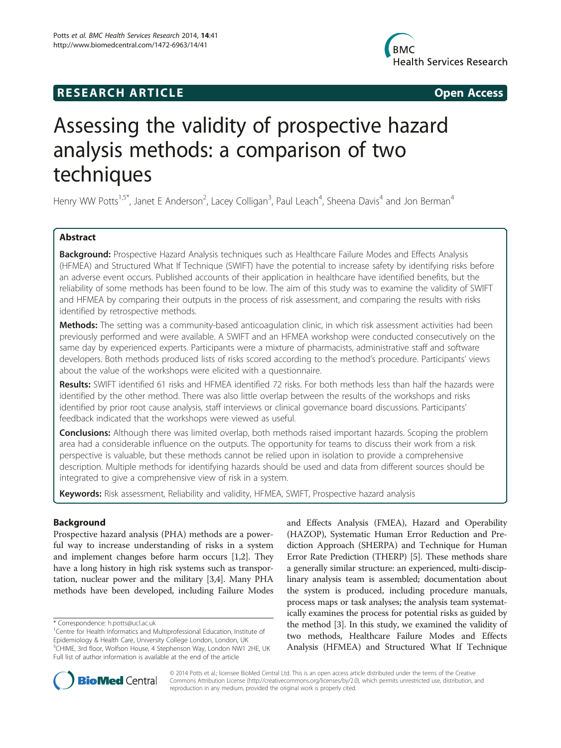RESEARCH ARTICLE Open Access

# Assessing the validity of prospective hazard analysis methods: a comparison of two techniques

Henry WW Potts[1,5*], Janet E Anderson[2], Lacey Colligan[3], Paul Leach[4], Sheena Davis[4] and Jon Berman[4]

## Abstract

**Background:** Prospective Hazard Analysis techniques such as Healthcare Failure Modes and Effects Analysis (HFMEA) and Structured What If Technique (SWIFT) have the potential to increase safety by identifying risks before an adverse event occurs. Published accounts of their application in healthcare have identified benefits, but the reliability of some methods has been found to be low. The aim of this study was to examine the validity of SWIFT and HFMEA by comparing their outputs in the process of risk assessment, and comparing the results with risks identified by retrospective methods.

**Methods:** The setting was a community-based anticoagulation clinic, in which risk assessment activities had been previously performed and were available. A SWIFT and an HFMEA workshop were conducted consecutively on the same day by experienced experts. Participants were a mixture of pharmacists, administrative staff and software developers. Both methods produced lists of risks scored according to the method's procedure. Participants' views about the value of the workshops were elicited with a questionnaire.

**Results:** SWIFT identified 61 risks and HFMEA identified 72 risks. For both methods less than half the hazards were identified by the other method. There was also little overlap between the results of the workshops and risks identified by prior root cause analysis, staff interviews or clinical governance board discussions. Participants' feedback indicated that the workshops were viewed as useful.

**Conclusions:** Although there was limited overlap, both methods raised important hazards. Scoping the problem area had a considerable influence on the outputs. The opportunity for teams to discuss their work from a risk perspective is valuable, but these methods cannot be relied upon in isolation to provide a comprehensive description. Multiple methods for identifying hazards should be used and data from different sources should be integrated to give a comprehensive view of risk in a system.

**Keywords:** Risk assessment, Reliability and validity, HFMEA, SWIFT, Prospective hazard analysis

## Background

Prospective hazard analysis (PHA) methods are a powerful way to increase understanding of risks in a system and implement changes before harm occurs [1,2]. They have a long history in high risk systems such as transportation, nuclear power and the military [3,4]. Many PHA methods have been developed, including Failure Modes and Effects Analysis (FMEA), Hazard and Operability (HAZOP), Systematic Human Error Reduction and Prediction Approach (SHERPA) and Technique for Human Error Rate Prediction (THERP) [5]. These methods share a generally similar structure: an experienced, multi-disciplinary analysis team is assembled; documentation about the system is produced, including procedure manuals, process maps or task analyses; the analysis team systematically examines the process for potential risks as guided by the method [3]. In this study, we examined the validity of two methods, Healthcare Failure Modes and Effects Analysis (HFMEA) and Structured What If Technique

\* Correspondence: h.potts@ucl.ac.uk
[1]Centre for Health Informatics and Multiprofessional Education, Institute of Epidemiology & Health Care, University College London, London, UK
[5]CHIME, 3rd floor, Wolfson House, 4 Stephenson Way, London NW1 2HE, UK
Full list of author information is available at the end of the article

© 2014 Potts et al.; licensee BioMed Central Ltd. This is an open access article distributed under the terms of the Creative Commons Attribution License (http://creativecommons.org/licenses/by/2.0), which permits unrestricted use, distribution, and reproduction in any medium, provided the original work is properly cited.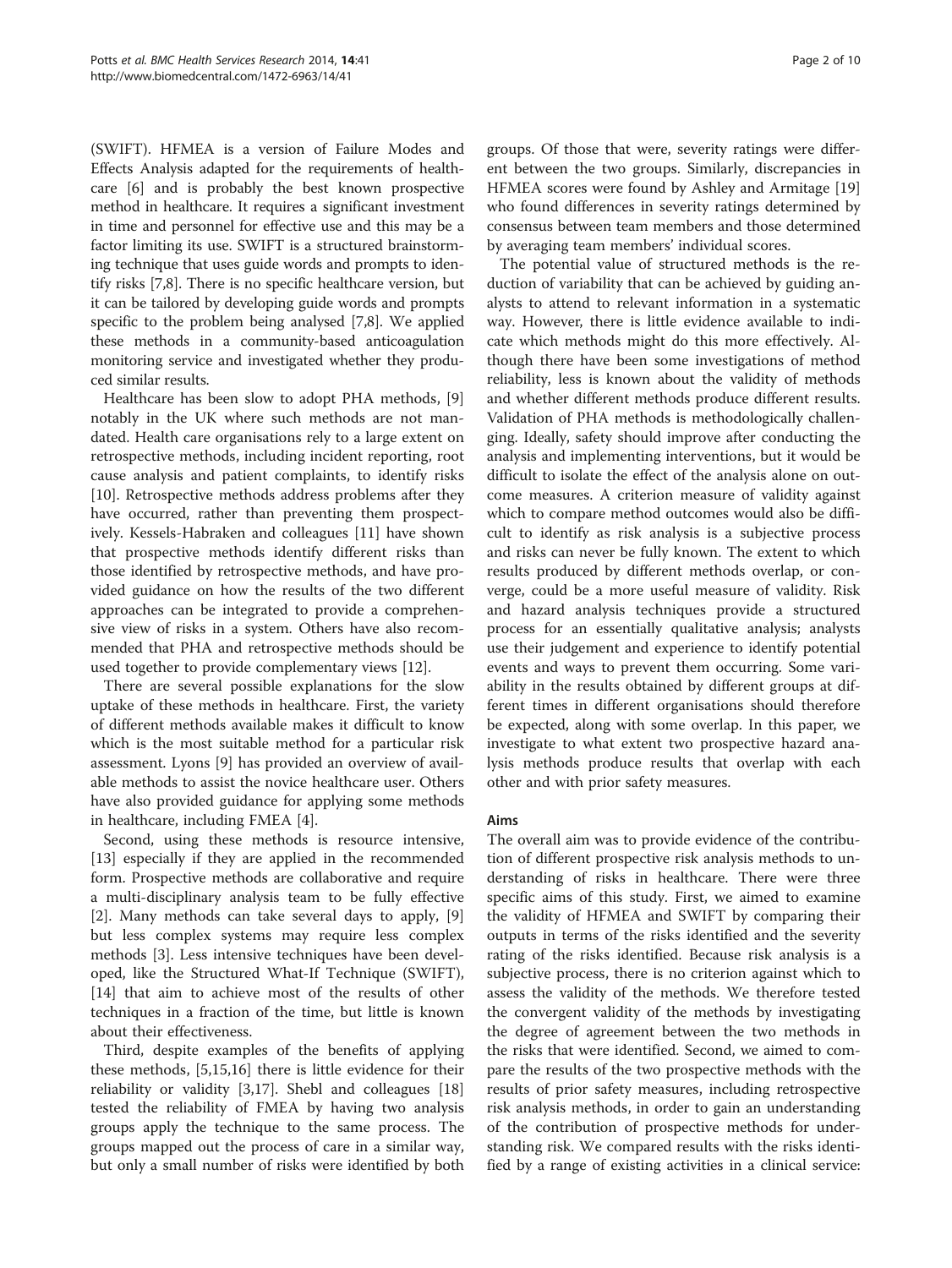(SWIFT). HFMEA is a version of Failure Modes and Effects Analysis adapted for the requirements of healthcare [6] and is probably the best known prospective method in healthcare. It requires a significant investment in time and personnel for effective use and this may be a factor limiting its use. SWIFT is a structured brainstorming technique that uses guide words and prompts to identify risks [7,8]. There is no specific healthcare version, but it can be tailored by developing guide words and prompts specific to the problem being analysed [7,8]. We applied these methods in a community-based anticoagulation monitoring service and investigated whether they produced similar results.

Healthcare has been slow to adopt PHA methods, [9] notably in the UK where such methods are not mandated. Health care organisations rely to a large extent on retrospective methods, including incident reporting, root cause analysis and patient complaints, to identify risks [10]. Retrospective methods address problems after they have occurred, rather than preventing them prospectively. Kessels-Habraken and colleagues [11] have shown that prospective methods identify different risks than those identified by retrospective methods, and have provided guidance on how the results of the two different approaches can be integrated to provide a comprehensive view of risks in a system. Others have also recommended that PHA and retrospective methods should be used together to provide complementary views [12].

There are several possible explanations for the slow uptake of these methods in healthcare. First, the variety of different methods available makes it difficult to know which is the most suitable method for a particular risk assessment. Lyons [9] has provided an overview of available methods to assist the novice healthcare user. Others have also provided guidance for applying some methods in healthcare, including FMEA [4].

Second, using these methods is resource intensive, [13] especially if they are applied in the recommended form. Prospective methods are collaborative and require a multi-disciplinary analysis team to be fully effective [2]. Many methods can take several days to apply, [9] but less complex systems may require less complex methods [3]. Less intensive techniques have been developed, like the Structured What-If Technique (SWIFT), [14] that aim to achieve most of the results of other techniques in a fraction of the time, but little is known about their effectiveness.

Third, despite examples of the benefits of applying these methods, [5,15,16] there is little evidence for their reliability or validity [3,17]. Shebl and colleagues [18] tested the reliability of FMEA by having two analysis groups apply the technique to the same process. The groups mapped out the process of care in a similar way, but only a small number of risks were identified by both groups. Of those that were, severity ratings were different between the two groups. Similarly, discrepancies in HFMEA scores were found by Ashley and Armitage [19] who found differences in severity ratings determined by consensus between team members and those determined by averaging team members' individual scores.

The potential value of structured methods is the reduction of variability that can be achieved by guiding analysts to attend to relevant information in a systematic way. However, there is little evidence available to indicate which methods might do this more effectively. Although there have been some investigations of method reliability, less is known about the validity of methods and whether different methods produce different results. Validation of PHA methods is methodologically challenging. Ideally, safety should improve after conducting the analysis and implementing interventions, but it would be difficult to isolate the effect of the analysis alone on outcome measures. A criterion measure of validity against which to compare method outcomes would also be difficult to identify as risk analysis is a subjective process and risks can never be fully known. The extent to which results produced by different methods overlap, or converge, could be a more useful measure of validity. Risk and hazard analysis techniques provide a structured process for an essentially qualitative analysis; analysts use their judgement and experience to identify potential events and ways to prevent them occurring. Some variability in the results obtained by different groups at different times in different organisations should therefore be expected, along with some overlap. In this paper, we investigate to what extent two prospective hazard analysis methods produce results that overlap with each other and with prior safety measures.

## Aims

The overall aim was to provide evidence of the contribution of different prospective risk analysis methods to understanding of risks in healthcare. There were three specific aims of this study. First, we aimed to examine the validity of HFMEA and SWIFT by comparing their outputs in terms of the risks identified and the severity rating of the risks identified. Because risk analysis is a subjective process, there is no criterion against which to assess the validity of the methods. We therefore tested the convergent validity of the methods by investigating the degree of agreement between the two methods in the risks that were identified. Second, we aimed to compare the results of the two prospective methods with the results of prior safety measures, including retrospective risk analysis methods, in order to gain an understanding of the contribution of prospective methods for understanding risk. We compared results with the risks identified by a range of existing activities in a clinical service: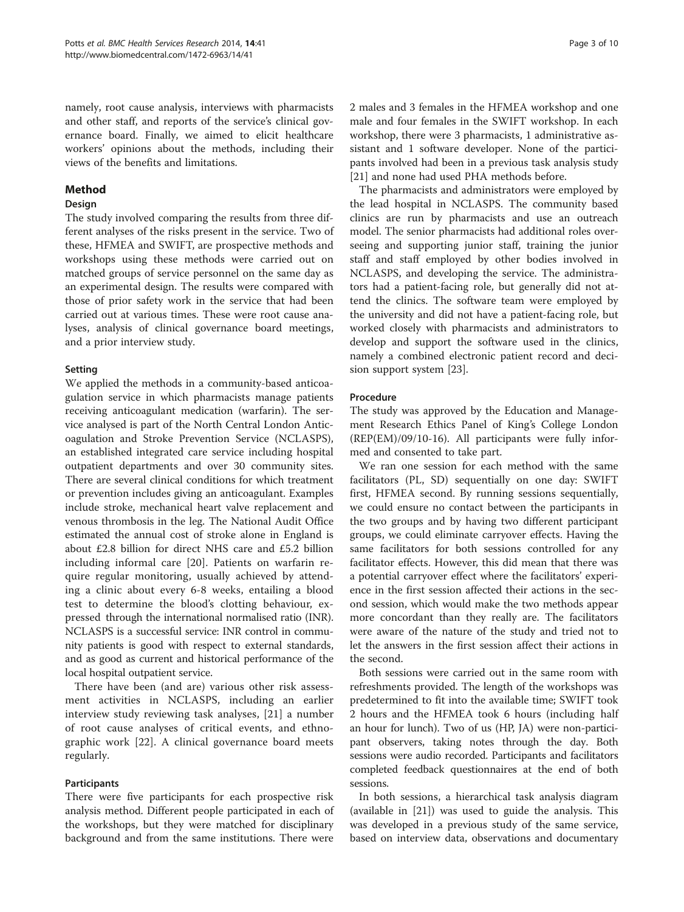namely, root cause analysis, interviews with pharmacists and other staff, and reports of the service's clinical governance board. Finally, we aimed to elicit healthcare workers' opinions about the methods, including their views of the benefits and limitations.

## Method

### Design

The study involved comparing the results from three different analyses of the risks present in the service. Two of these, HFMEA and SWIFT, are prospective methods and workshops using these methods were carried out on matched groups of service personnel on the same day as an experimental design. The results were compared with those of prior safety work in the service that had been carried out at various times. These were root cause analyses, analysis of clinical governance board meetings, and a prior interview study.

### Setting

We applied the methods in a community-based anticoagulation service in which pharmacists manage patients receiving anticoagulant medication (warfarin). The service analysed is part of the North Central London Anticoagulation and Stroke Prevention Service (NCLASPS), an established integrated care service including hospital outpatient departments and over 30 community sites. There are several clinical conditions for which treatment or prevention includes giving an anticoagulant. Examples include stroke, mechanical heart valve replacement and venous thrombosis in the leg. The National Audit Office estimated the annual cost of stroke alone in England is about £2.8 billion for direct NHS care and £5.2 billion including informal care [20]. Patients on warfarin require regular monitoring, usually achieved by attending a clinic about every 6-8 weeks, entailing a blood test to determine the blood's clotting behaviour, expressed through the international normalised ratio (INR). NCLASPS is a successful service: INR control in community patients is good with respect to external standards, and as good as current and historical performance of the local hospital outpatient service.

There have been (and are) various other risk assessment activities in NCLASPS, including an earlier interview study reviewing task analyses, [21] a number of root cause analyses of critical events, and ethnographic work [22]. A clinical governance board meets regularly.

### Participants

There were five participants for each prospective risk analysis method. Different people participated in each of the workshops, but they were matched for disciplinary background and from the same institutions. There were 2 males and 3 females in the HFMEA workshop and one male and four females in the SWIFT workshop. In each workshop, there were 3 pharmacists, 1 administrative assistant and 1 software developer. None of the participants involved had been in a previous task analysis study [21] and none had used PHA methods before.

The pharmacists and administrators were employed by the lead hospital in NCLASPS. The community based clinics are run by pharmacists and use an outreach model. The senior pharmacists had additional roles overseeing and supporting junior staff, training the junior staff and staff employed by other bodies involved in NCLASPS, and developing the service. The administrators had a patient-facing role, but generally did not attend the clinics. The software team were employed by the university and did not have a patient-facing role, but worked closely with pharmacists and administrators to develop and support the software used in the clinics, namely a combined electronic patient record and decision support system [23].

### Procedure

The study was approved by the Education and Management Research Ethics Panel of King's College London (REP(EM)/09/10-16). All participants were fully informed and consented to take part.

We ran one session for each method with the same facilitators (PL, SD) sequentially on one day: SWIFT first, HFMEA second. By running sessions sequentially, we could ensure no contact between the participants in the two groups and by having two different participant groups, we could eliminate carryover effects. Having the same facilitators for both sessions controlled for any facilitator effects. However, this did mean that there was a potential carryover effect where the facilitators' experience in the first session affected their actions in the second session, which would make the two methods appear more concordant than they really are. The facilitators were aware of the nature of the study and tried not to let the answers in the first session affect their actions in the second.

Both sessions were carried out in the same room with refreshments provided. The length of the workshops was predetermined to fit into the available time; SWIFT took 2 hours and the HFMEA took 6 hours (including half an hour for lunch). Two of us (HP, JA) were non-participant observers, taking notes through the day. Both sessions were audio recorded. Participants and facilitators completed feedback questionnaires at the end of both sessions.

In both sessions, a hierarchical task analysis diagram (available in [21]) was used to guide the analysis. This was developed in a previous study of the same service, based on interview data, observations and documentary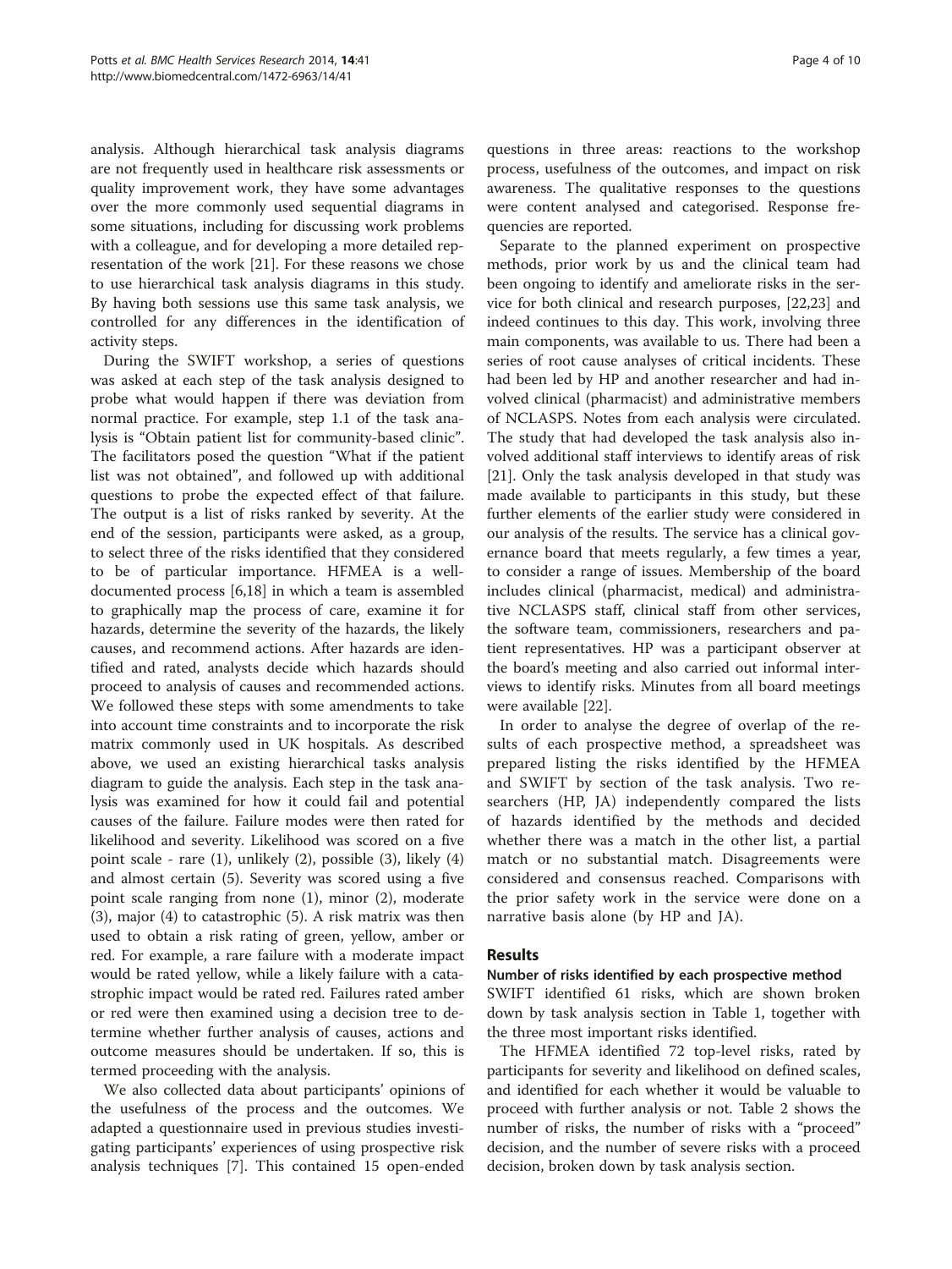analysis. Although hierarchical task analysis diagrams are not frequently used in healthcare risk assessments or quality improvement work, they have some advantages over the more commonly used sequential diagrams in some situations, including for discussing work problems with a colleague, and for developing a more detailed representation of the work [21]. For these reasons we chose to use hierarchical task analysis diagrams in this study. By having both sessions use this same task analysis, we controlled for any differences in the identification of activity steps.

During the SWIFT workshop, a series of questions was asked at each step of the task analysis designed to probe what would happen if there was deviation from normal practice. For example, step 1.1 of the task analysis is "Obtain patient list for community-based clinic". The facilitators posed the question "What if the patient list was not obtained", and followed up with additional questions to probe the expected effect of that failure. The output is a list of risks ranked by severity. At the end of the session, participants were asked, as a group, to select three of the risks identified that they considered to be of particular importance. HFMEA is a well-documented process [6,18] in which a team is assembled to graphically map the process of care, examine it for hazards, determine the severity of the hazards, the likely causes, and recommend actions. After hazards are identified and rated, analysts decide which hazards should proceed to analysis of causes and recommended actions. We followed these steps with some amendments to take into account time constraints and to incorporate the risk matrix commonly used in UK hospitals. As described above, we used an existing hierarchical tasks analysis diagram to guide the analysis. Each step in the task analysis was examined for how it could fail and potential causes of the failure. Failure modes were then rated for likelihood and severity. Likelihood was scored on a five point scale - rare (1), unlikely (2), possible (3), likely (4) and almost certain (5). Severity was scored using a five point scale ranging from none (1), minor (2), moderate (3), major (4) to catastrophic (5). A risk matrix was then used to obtain a risk rating of green, yellow, amber or red. For example, a rare failure with a moderate impact would be rated yellow, while a likely failure with a catastrophic impact would be rated red. Failures rated amber or red were then examined using a decision tree to determine whether further analysis of causes, actions and outcome measures should be undertaken. If so, this is termed proceeding with the analysis.

We also collected data about participants' opinions of the usefulness of the process and the outcomes. We adapted a questionnaire used in previous studies investigating participants' experiences of using prospective risk analysis techniques [7]. This contained 15 open-ended questions in three areas: reactions to the workshop process, usefulness of the outcomes, and impact on risk awareness. The qualitative responses to the questions were content analysed and categorised. Response frequencies are reported.

Separate to the planned experiment on prospective methods, prior work by us and the clinical team had been ongoing to identify and ameliorate risks in the service for both clinical and research purposes, [22,23] and indeed continues to this day. This work, involving three main components, was available to us. There had been a series of root cause analyses of critical incidents. These had been led by HP and another researcher and had involved clinical (pharmacist) and administrative members of NCLASPS. Notes from each analysis were circulated. The study that had developed the task analysis also involved additional staff interviews to identify areas of risk [21]. Only the task analysis developed in that study was made available to participants in this study, but these further elements of the earlier study were considered in our analysis of the results. The service has a clinical governance board that meets regularly, a few times a year, to consider a range of issues. Membership of the board includes clinical (pharmacist, medical) and administrative NCLASPS staff, clinical staff from other services, the software team, commissioners, researchers and patient representatives. HP was a participant observer at the board's meeting and also carried out informal interviews to identify risks. Minutes from all board meetings were available [22].

In order to analyse the degree of overlap of the results of each prospective method, a spreadsheet was prepared listing the risks identified by the HFMEA and SWIFT by section of the task analysis. Two researchers (HP, JA) independently compared the lists of hazards identified by the methods and decided whether there was a match in the other list, a partial match or no substantial match. Disagreements were considered and consensus reached. Comparisons with the prior safety work in the service were done on a narrative basis alone (by HP and JA).

## Results

### Number of risks identified by each prospective method

SWIFT identified 61 risks, which are shown broken down by task analysis section in Table 1, together with the three most important risks identified.

The HFMEA identified 72 top-level risks, rated by participants for severity and likelihood on defined scales, and identified for each whether it would be valuable to proceed with further analysis or not. Table 2 shows the number of risks, the number of risks with a "proceed" decision, and the number of severe risks with a proceed decision, broken down by task analysis section.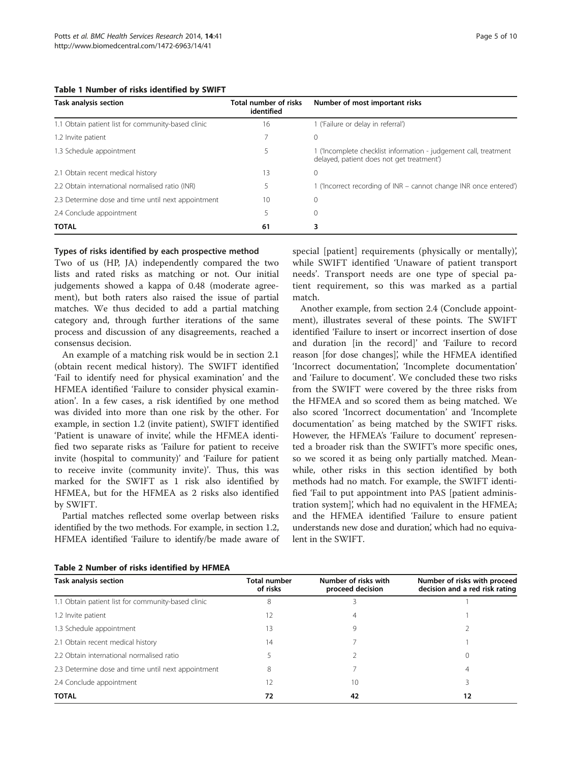**Table 1 Number of risks identified by SWIFT**

| Task analysis section | Total number of risks identified | Number of most important risks |
| --- | --- | --- |
| 1.1 Obtain patient list for community-based clinic | 16 | 1 ('Failure or delay in referral') |
| 1.2 Invite patient | 7 | 0 |
| 1.3 Schedule appointment | 5 | 1 ('Incomplete checklist information - judgement call, treatment delayed, patient does not get treatment') |
| 2.1 Obtain recent medical history | 13 | 0 |
| 2.2 Obtain international normalised ratio (INR) | 5 | 1 ('Incorrect recording of INR – cannot change INR once entered') |
| 2.3 Determine dose and time until next appointment | 10 | 0 |
| 2.4 Conclude appointment | 5 | 0 |
| **TOTAL** | **61** | **3** |

### Types of risks identified by each prospective method

Two of us (HP, JA) independently compared the two lists and rated risks as matching or not. Our initial judgements showed a kappa of 0.48 (moderate agreement), but both raters also raised the issue of partial matches. We thus decided to add a partial matching category and, through further iterations of the same process and discussion of any disagreements, reached a consensus decision.

An example of a matching risk would be in section 2.1 (obtain recent medical history). The SWIFT identified 'Fail to identify need for physical examination' and the HFMEA identified 'Failure to consider physical examination'. In a few cases, a risk identified by one method was divided into more than one risk by the other. For example, in section 1.2 (invite patient), SWIFT identified 'Patient is unaware of invite', while the HFMEA identified two separate risks as 'Failure for patient to receive invite (hospital to community)' and 'Failure for patient to receive invite (community invite)'. Thus, this was marked for the SWIFT as 1 risk also identified by HFMEA, but for the HFMEA as 2 risks also identified by SWIFT.

Partial matches reflected some overlap between risks identified by the two methods. For example, in section 1.2, HFMEA identified 'Failure to identify/be made aware of special [patient] requirements (physically or mentally)', while SWIFT identified 'Unaware of patient transport needs'. Transport needs are one type of special patient requirement, so this was marked as a partial match.

Another example, from section 2.4 (Conclude appointment), illustrates several of these points. The SWIFT identified 'Failure to insert or incorrect insertion of dose and duration [in the record]' and 'Failure to record reason [for dose changes]', while the HFMEA identified 'Incorrect documentation', 'Incomplete documentation' and 'Failure to document'. We concluded these two risks from the SWIFT were covered by the three risks from the HFMEA and so scored them as being matched. We also scored 'Incorrect documentation' and 'Incomplete documentation' as being matched by the SWIFT risks. However, the HFMEA's 'Failure to document' represented a broader risk than the SWIFT's more specific ones, so we scored it as being only partially matched. Meanwhile, other risks in this section identified by both methods had no match. For example, the SWIFT identified 'Fail to put appointment into PAS [patient administration system]', which had no equivalent in the HFMEA; and the HFMEA identified 'Failure to ensure patient understands new dose and duration', which had no equivalent in the SWIFT.

**Table 2 Number of risks identified by HFMEA**

| Task analysis section | Total number of risks | Number of risks with proceed decision | Number of risks with proceed decision and a red risk rating |
| --- | --- | --- | --- |
| 1.1 Obtain patient list for community-based clinic | 8 | 3 | 1 |
| 1.2 Invite patient | 12 | 4 | 1 |
| 1.3 Schedule appointment | 13 | 9 | 2 |
| 2.1 Obtain recent medical history | 14 | 7 | 1 |
| 2.2 Obtain international normalised ratio | 5 | 2 | 0 |
| 2.3 Determine dose and time until next appointment | 8 | 7 | 4 |
| 2.4 Conclude appointment | 12 | 10 | 3 |
| **TOTAL** | **72** | **42** | **12** |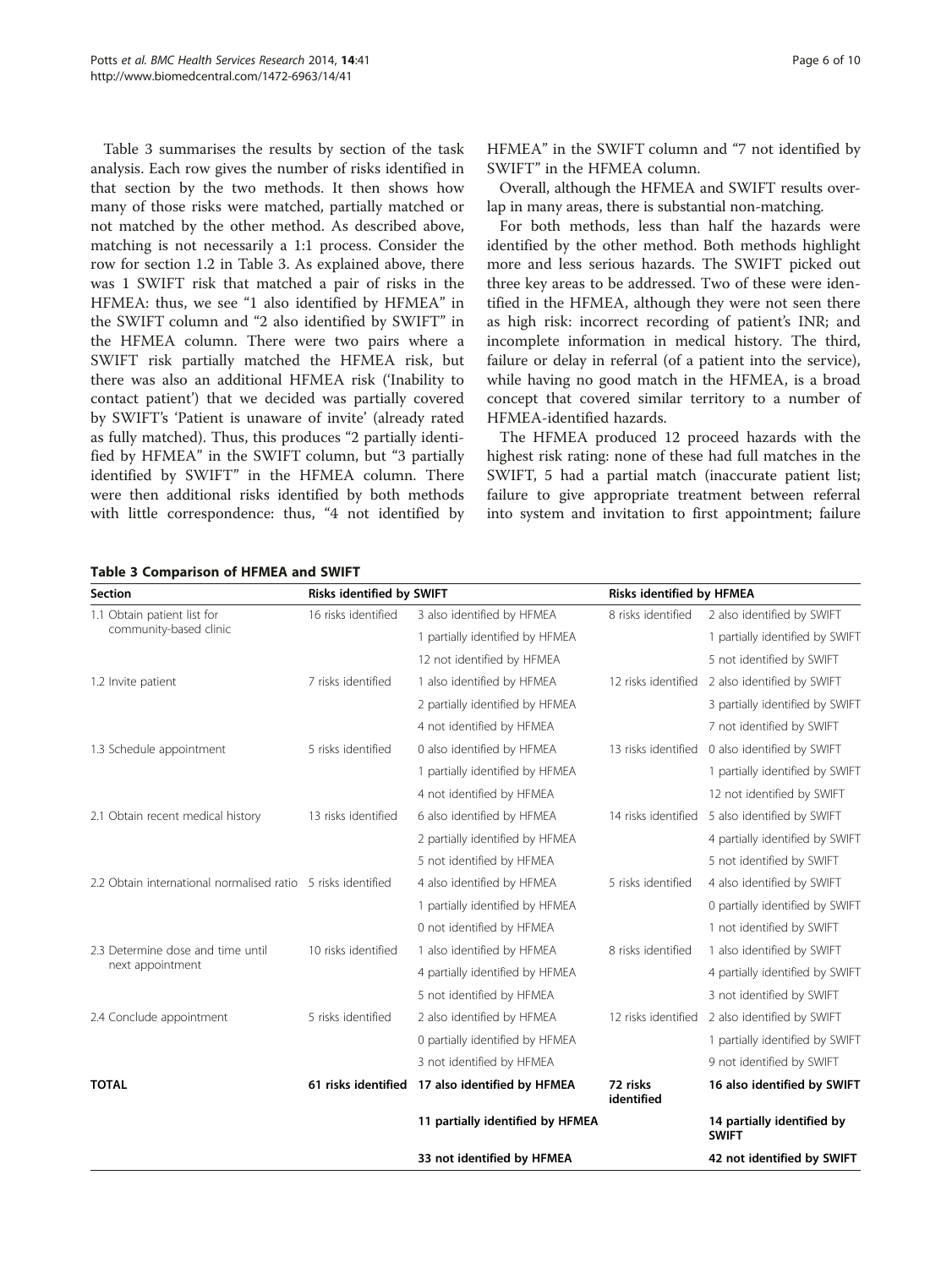Table 3 summarises the results by section of the task analysis. Each row gives the number of risks identified in that section by the two methods. It then shows how many of those risks were matched, partially matched or not matched by the other method. As described above, matching is not necessarily a 1:1 process. Consider the row for section 1.2 in Table 3. As explained above, there was 1 SWIFT risk that matched a pair of risks in the HFMEA: thus, we see "1 also identified by HFMEA" in the SWIFT column and "2 also identified by SWIFT" in the HFMEA column. There were two pairs where a SWIFT risk partially matched the HFMEA risk, but there was also an additional HFMEA risk ('Inability to contact patient') that we decided was partially covered by SWIFT's 'Patient is unaware of invite' (already rated as fully matched). Thus, this produces "2 partially identified by HFMEA" in the SWIFT column, but "3 partially identified by SWIFT" in the HFMEA column. There were then additional risks identified by both methods with little correspondence: thus, "4 not identified by HFMEA" in the SWIFT column and "7 not identified by SWIFT" in the HFMEA column.

Overall, although the HFMEA and SWIFT results overlap in many areas, there is substantial non-matching.

For both methods, less than half the hazards were identified by the other method. Both methods highlight more and less serious hazards. The SWIFT picked out three key areas to be addressed. Two of these were identified in the HFMEA, although they were not seen there as high risk: incorrect recording of patient's INR; and incomplete information in medical history. The third, failure or delay in referral (of a patient into the service), while having no good match in the HFMEA, is a broad concept that covered similar territory to a number of HFMEA-identified hazards.

The HFMEA produced 12 proceed hazards with the highest risk rating: none of these had full matches in the SWIFT, 5 had a partial match (inaccurate patient list; failure to give appropriate treatment between referral into system and invitation to first appointment; failure

**Table 3 Comparison of HFMEA and SWIFT**

| Section | Risks identified by SWIFT | | Risks identified by HFMEA | |
|---|---|---|---|---|
| 1.1 Obtain patient list for community-based clinic | 16 risks identified | 3 also identified by HFMEA | 8 risks identified | 2 also identified by SWIFT |
| | | 1 partially identified by HFMEA | | 1 partially identified by SWIFT |
| | | 12 not identified by HFMEA | | 5 not identified by SWIFT |
| 1.2 Invite patient | 7 risks identified | 1 also identified by HFMEA | 12 risks identified | 2 also identified by SWIFT |
| | | 2 partially identified by HFMEA | | 3 partially identified by SWIFT |
| | | 4 not identified by HFMEA | | 7 not identified by SWIFT |
| 1.3 Schedule appointment | 5 risks identified | 0 also identified by HFMEA | 13 risks identified | 0 also identified by SWIFT |
| | | 1 partially identified by HFMEA | | 1 partially identified by SWIFT |
| | | 4 not identified by HFMEA | | 12 not identified by SWIFT |
| 2.1 Obtain recent medical history | 13 risks identified | 6 also identified by HFMEA | 14 risks identified | 5 also identified by SWIFT |
| | | 2 partially identified by HFMEA | | 4 partially identified by SWIFT |
| | | 5 not identified by HFMEA | | 5 not identified by SWIFT |
| 2.2 Obtain international normalised ratio | 5 risks identified | 4 also identified by HFMEA | 5 risks identified | 4 also identified by SWIFT |
| | | 1 partially identified by HFMEA | | 0 partially identified by SWIFT |
| | | 0 not identified by HFMEA | | 1 not identified by SWIFT |
| 2.3 Determine dose and time until next appointment | 10 risks identified | 1 also identified by HFMEA | 8 risks identified | 1 also identified by SWIFT |
| | | 4 partially identified by HFMEA | | 4 partially identified by SWIFT |
| | | 5 not identified by HFMEA | | 3 not identified by SWIFT |
| 2.4 Conclude appointment | 5 risks identified | 2 also identified by HFMEA | 12 risks identified | 2 also identified by SWIFT |
| | | 0 partially identified by HFMEA | | 1 partially identified by SWIFT |
| | | 3 not identified by HFMEA | | 9 not identified by SWIFT |
| **TOTAL** | **61 risks identified** | **17 also identified by HFMEA** | **72 risks identified** | **16 also identified by SWIFT** |
| | | **11 partially identified by HFMEA** | | **14 partially identified by SWIFT** |
| | | **33 not identified by HFMEA** | | **42 not identified by SWIFT** |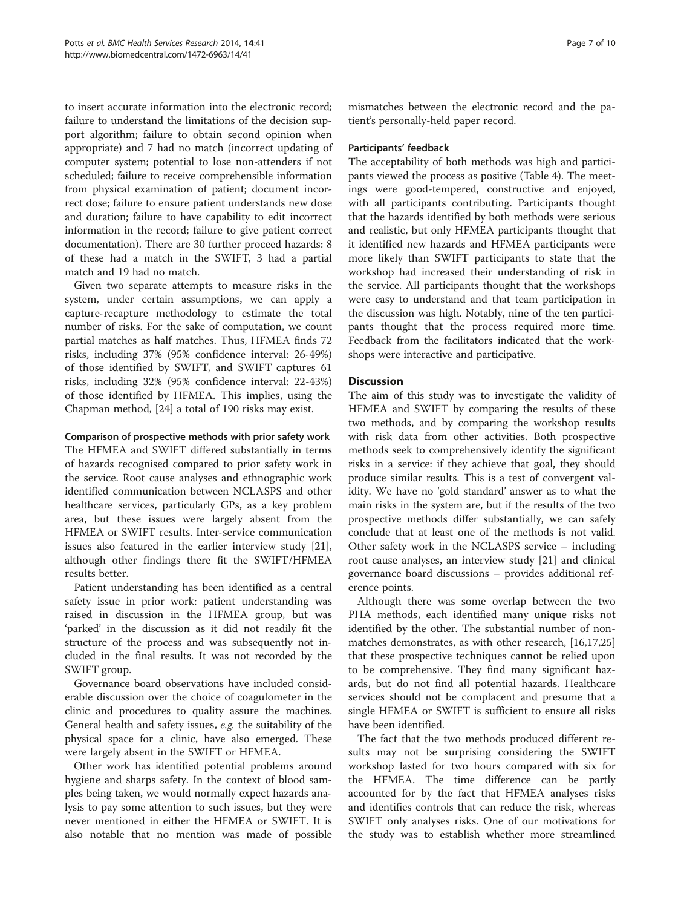to insert accurate information into the electronic record; failure to understand the limitations of the decision support algorithm; failure to obtain second opinion when appropriate) and 7 had no match (incorrect updating of computer system; potential to lose non-attenders if not scheduled; failure to receive comprehensible information from physical examination of patient; document incorrect dose; failure to ensure patient understands new dose and duration; failure to have capability to edit incorrect information in the record; failure to give patient correct documentation). There are 30 further proceed hazards: 8 of these had a match in the SWIFT, 3 had a partial match and 19 had no match.

Given two separate attempts to measure risks in the system, under certain assumptions, we can apply a capture-recapture methodology to estimate the total number of risks. For the sake of computation, we count partial matches as half matches. Thus, HFMEA finds 72 risks, including 37% (95% confidence interval: 26-49%) of those identified by SWIFT, and SWIFT captures 61 risks, including 32% (95% confidence interval: 22-43%) of those identified by HFMEA. This implies, using the Chapman method, [24] a total of 190 risks may exist.

#### Comparison of prospective methods with prior safety work

The HFMEA and SWIFT differed substantially in terms of hazards recognised compared to prior safety work in the service. Root cause analyses and ethnographic work identified communication between NCLASPS and other healthcare services, particularly GPs, as a key problem area, but these issues were largely absent from the HFMEA or SWIFT results. Inter-service communication issues also featured in the earlier interview study [21], although other findings there fit the SWIFT/HFMEA results better.

Patient understanding has been identified as a central safety issue in prior work: patient understanding was raised in discussion in the HFMEA group, but was 'parked' in the discussion as it did not readily fit the structure of the process and was subsequently not included in the final results. It was not recorded by the SWIFT group.

Governance board observations have included considerable discussion over the choice of coagulometer in the clinic and procedures to quality assure the machines. General health and safety issues, *e.g.* the suitability of the physical space for a clinic, have also emerged. These were largely absent in the SWIFT or HFMEA.

Other work has identified potential problems around hygiene and sharps safety. In the context of blood samples being taken, we would normally expect hazards analysis to pay some attention to such issues, but they were never mentioned in either the HFMEA or SWIFT. It is also notable that no mention was made of possible mismatches between the electronic record and the patient's personally-held paper record.

#### Participants' feedback

The acceptability of both methods was high and participants viewed the process as positive (Table 4). The meetings were good-tempered, constructive and enjoyed, with all participants contributing. Participants thought that the hazards identified by both methods were serious and realistic, but only HFMEA participants thought that it identified new hazards and HFMEA participants were more likely than SWIFT participants to state that the workshop had increased their understanding of risk in the service. All participants thought that the workshops were easy to understand and that team participation in the discussion was high. Notably, nine of the ten participants thought that the process required more time. Feedback from the facilitators indicated that the workshops were interactive and participative.

## Discussion

The aim of this study was to investigate the validity of HFMEA and SWIFT by comparing the results of these two methods, and by comparing the workshop results with risk data from other activities. Both prospective methods seek to comprehensively identify the significant risks in a service: if they achieve that goal, they should produce similar results. This is a test of convergent validity. We have no 'gold standard' answer as to what the main risks in the system are, but if the results of the two prospective methods differ substantially, we can safely conclude that at least one of the methods is not valid. Other safety work in the NCLASPS service – including root cause analyses, an interview study [21] and clinical governance board discussions – provides additional reference points.

Although there was some overlap between the two PHA methods, each identified many unique risks not identified by the other. The substantial number of non-matches demonstrates, as with other research, [16,17,25] that these prospective techniques cannot be relied upon to be comprehensive. They find many significant hazards, but do not find all potential hazards. Healthcare services should not be complacent and presume that a single HFMEA or SWIFT is sufficient to ensure all risks have been identified.

The fact that the two methods produced different results may not be surprising considering the SWIFT workshop lasted for two hours compared with six for the HFMEA. The time difference can be partly accounted for by the fact that HFMEA analyses risks and identifies controls that can reduce the risk, whereas SWIFT only analyses risks. One of our motivations for the study was to establish whether more streamlined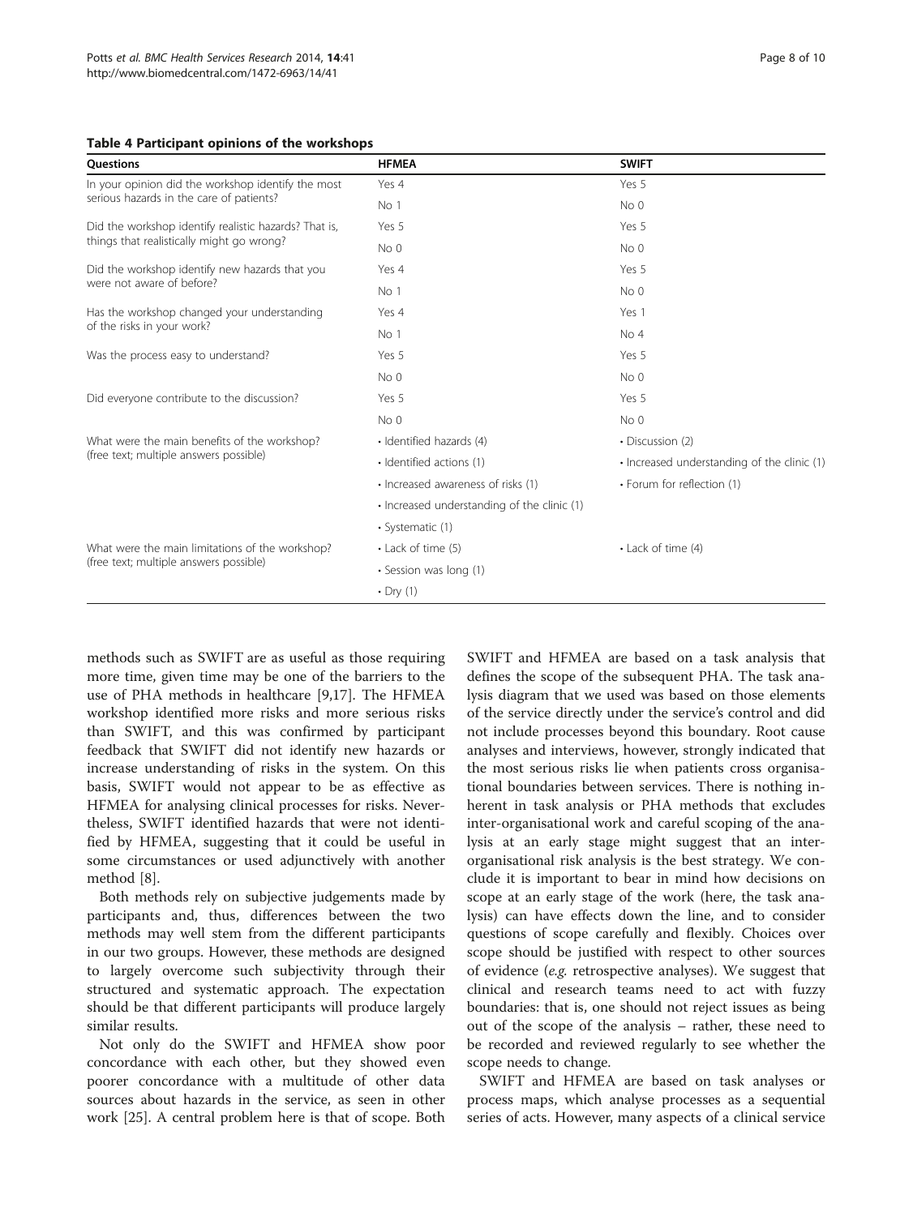**Table 4 Participant opinions of the workshops**

| Questions | HFMEA | SWIFT |
|---|---|---|
| In your opinion did the workshop identify the most serious hazards in the care of patients? | Yes 4 | Yes 5 |
| | No 1 | No 0 |
| Did the workshop identify realistic hazards? That is, things that realistically might go wrong? | Yes 5 | Yes 5 |
| | No 0 | No 0 |
| Did the workshop identify new hazards that you were not aware of before? | Yes 4 | Yes 5 |
| | No 1 | No 0 |
| Has the workshop changed your understanding of the risks in your work? | Yes 4 | Yes 1 |
| | No 1 | No 4 |
| Was the process easy to understand? | Yes 5 | Yes 5 |
| | No 0 | No 0 |
| Did everyone contribute to the discussion? | Yes 5 | Yes 5 |
| | No 0 | No 0 |
| What were the main benefits of the workshop? (free text; multiple answers possible) | • Identified hazards (4) | • Discussion (2) |
| | • Identified actions (1) | • Increased understanding of the clinic (1) |
| | • Increased awareness of risks (1) | • Forum for reflection (1) |
| | • Increased understanding of the clinic (1) | |
| | • Systematic (1) | |
| What were the main limitations of the workshop? (free text; multiple answers possible) | • Lack of time (5) | • Lack of time (4) |
| | • Session was long (1) | |
| | • Dry (1) | |

methods such as SWIFT are as useful as those requiring more time, given time may be one of the barriers to the use of PHA methods in healthcare [9,17]. The HFMEA workshop identified more risks and more serious risks than SWIFT, and this was confirmed by participant feedback that SWIFT did not identify new hazards or increase understanding of risks in the system. On this basis, SWIFT would not appear to be as effective as HFMEA for analysing clinical processes for risks. Nevertheless, SWIFT identified hazards that were not identified by HFMEA, suggesting that it could be useful in some circumstances or used adjunctively with another method [8].

Both methods rely on subjective judgements made by participants and, thus, differences between the two methods may well stem from the different participants in our two groups. However, these methods are designed to largely overcome such subjectivity through their structured and systematic approach. The expectation should be that different participants will produce largely similar results.

Not only do the SWIFT and HFMEA show poor concordance with each other, but they showed even poorer concordance with a multitude of other data sources about hazards in the service, as seen in other work [25]. A central problem here is that of scope. Both SWIFT and HFMEA are based on a task analysis that defines the scope of the subsequent PHA. The task analysis diagram that we used was based on those elements of the service directly under the service's control and did not include processes beyond this boundary. Root cause analyses and interviews, however, strongly indicated that the most serious risks lie when patients cross organisational boundaries between services. There is nothing inherent in task analysis or PHA methods that excludes inter-organisational work and careful scoping of the analysis at an early stage might suggest that an inter-organisational risk analysis is the best strategy. We conclude it is important to bear in mind how decisions on scope at an early stage of the work (here, the task analysis) can have effects down the line, and to consider questions of scope carefully and flexibly. Choices over scope should be justified with respect to other sources of evidence (*e.g.* retrospective analyses). We suggest that clinical and research teams need to act with fuzzy boundaries: that is, one should not reject issues as being out of the scope of the analysis – rather, these need to be recorded and reviewed regularly to see whether the scope needs to change.

SWIFT and HFMEA are based on task analyses or process maps, which analyse processes as a sequential series of acts. However, many aspects of a clinical service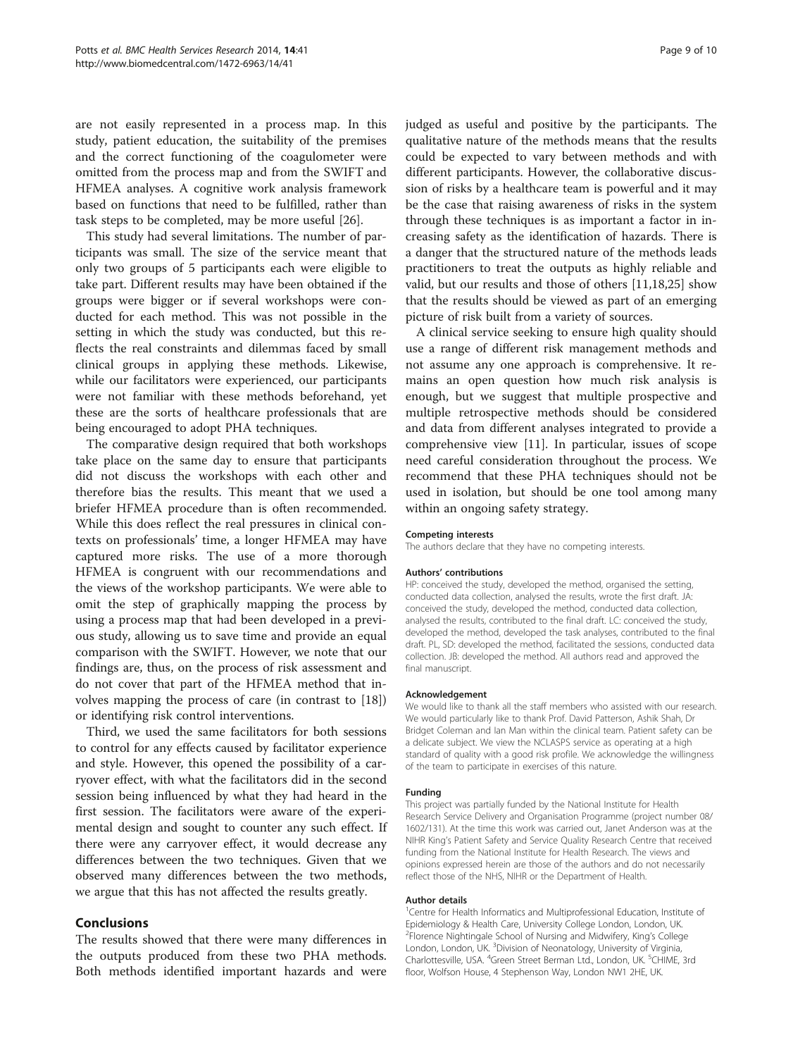are not easily represented in a process map. In this study, patient education, the suitability of the premises and the correct functioning of the coagulometer were omitted from the process map and from the SWIFT and HFMEA analyses. A cognitive work analysis framework based on functions that need to be fulfilled, rather than task steps to be completed, may be more useful [26].

This study had several limitations. The number of participants was small. The size of the service meant that only two groups of 5 participants each were eligible to take part. Different results may have been obtained if the groups were bigger or if several workshops were conducted for each method. This was not possible in the setting in which the study was conducted, but this reflects the real constraints and dilemmas faced by small clinical groups in applying these methods. Likewise, while our facilitators were experienced, our participants were not familiar with these methods beforehand, yet these are the sorts of healthcare professionals that are being encouraged to adopt PHA techniques.

The comparative design required that both workshops take place on the same day to ensure that participants did not discuss the workshops with each other and therefore bias the results. This meant that we used a briefer HFMEA procedure than is often recommended. While this does reflect the real pressures in clinical contexts on professionals' time, a longer HFMEA may have captured more risks. The use of a more thorough HFMEA is congruent with our recommendations and the views of the workshop participants. We were able to omit the step of graphically mapping the process by using a process map that had been developed in a previous study, allowing us to save time and provide an equal comparison with the SWIFT. However, we note that our findings are, thus, on the process of risk assessment and do not cover that part of the HFMEA method that involves mapping the process of care (in contrast to [18]) or identifying risk control interventions.

Third, we used the same facilitators for both sessions to control for any effects caused by facilitator experience and style. However, this opened the possibility of a carryover effect, with what the facilitators did in the second session being influenced by what they had heard in the first session. The facilitators were aware of the experimental design and sought to counter any such effect. If there were any carryover effect, it would decrease any differences between the two techniques. Given that we observed many differences between the two methods, we argue that this has not affected the results greatly.

## Conclusions

The results showed that there were many differences in the outputs produced from these two PHA methods. Both methods identified important hazards and were judged as useful and positive by the participants. The qualitative nature of the methods means that the results could be expected to vary between methods and with different participants. However, the collaborative discussion of risks by a healthcare team is powerful and it may be the case that raising awareness of risks in the system through these techniques is as important a factor in increasing safety as the identification of hazards. There is a danger that the structured nature of the methods leads practitioners to treat the outputs as highly reliable and valid, but our results and those of others [11,18,25] show that the results should be viewed as part of an emerging picture of risk built from a variety of sources.

A clinical service seeking to ensure high quality should use a range of different risk management methods and not assume any one approach is comprehensive. It remains an open question how much risk analysis is enough, but we suggest that multiple prospective and multiple retrospective methods should be considered and data from different analyses integrated to provide a comprehensive view [11]. In particular, issues of scope need careful consideration throughout the process. We recommend that these PHA techniques should not be used in isolation, but should be one tool among many within an ongoing safety strategy.

#### Competing interests

The authors declare that they have no competing interests.

#### Authors' contributions

HP: conceived the study, developed the method, organised the setting, conducted data collection, analysed the results, wrote the first draft. JA: conceived the study, developed the method, conducted data collection, analysed the results, contributed to the final draft. LC: conceived the study, developed the method, developed the task analyses, contributed to the final draft. PL, SD: developed the method, facilitated the sessions, conducted data collection. JB: developed the method. All authors read and approved the final manuscript.

#### Acknowledgement

We would like to thank all the staff members who assisted with our research. We would particularly like to thank Prof. David Patterson, Ashik Shah, Dr Bridget Coleman and Ian Man within the clinical team. Patient safety can be a delicate subject. We view the NCLASPS service as operating at a high standard of quality with a good risk profile. We acknowledge the willingness of the team to participate in exercises of this nature.

#### Funding

This project was partially funded by the National Institute for Health Research Service Delivery and Organisation Programme (project number 08/1602/131). At the time this work was carried out, Janet Anderson was at the NIHR King's Patient Safety and Service Quality Research Centre that received funding from the National Institute for Health Research. The views and opinions expressed herein are those of the authors and do not necessarily reflect those of the NHS, NIHR or the Department of Health.

#### Author details

[1]Centre for Health Informatics and Multiprofessional Education, Institute of Epidemiology & Health Care, University College London, London, UK. [2]Florence Nightingale School of Nursing and Midwifery, King's College London, London, UK. [3]Division of Neonatology, University of Virginia, Charlottesville, USA. [4]Green Street Berman Ltd., London, UK. [5]CHIME, 3rd floor, Wolfson House, 4 Stephenson Way, London NW1 2HE, UK.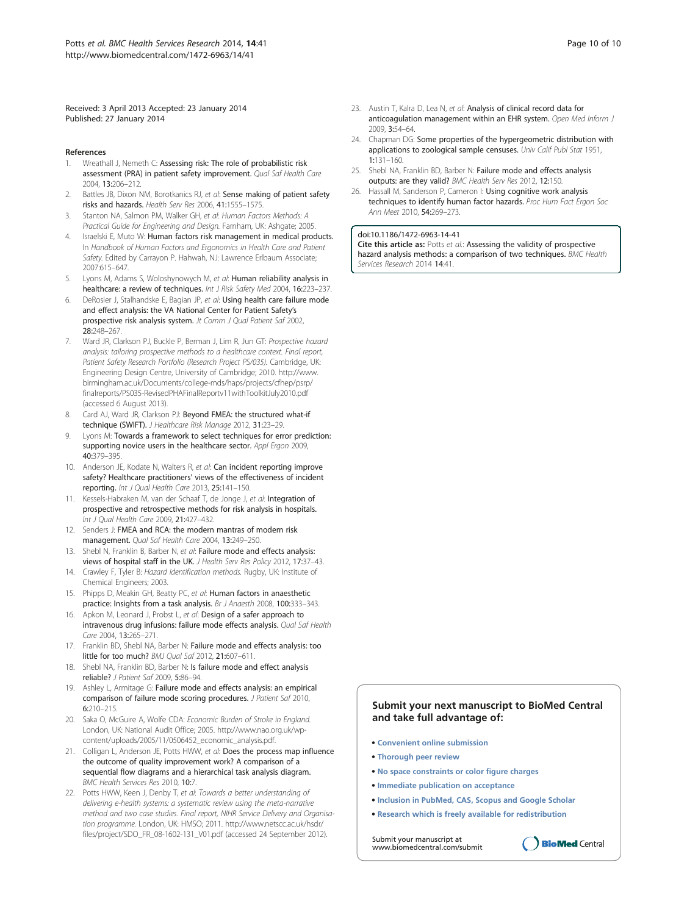Received: 3 April 2013 Accepted: 23 January 2014
Published: 27 January 2014

## References

1. Wreathall J, Nemeth C: **Assessing risk: The role of probabilistic risk assessment (PRA) in patient safety improvement.** *Qual Saf Health Care* 2004, **13:**206–212.
2. Battles JB, Dixon NM, Borotkanics RJ, *et al*: **Sense making of patient safety risks and hazards.** *Health Serv Res* 2006, **41:**1555–1575.
3. Stanton NA, Salmon PM, Walker GH, *et al*: *Human Factors Methods: A Practical Guide for Engineering and Design.* Farnham, UK: Ashgate; 2005.
4. Israelski E, Muto W: **Human factors risk management in medical products.** In *Handbook of Human Factors and Ergonomics in Health Care and Patient Safety.* Edited by Carrayon P. Hahwah, NJ: Lawrence Erlbaum Associate; 2007:615–647.
5. Lyons M, Adams S, Woloshynowych M, *et al*: **Human reliability analysis in healthcare: a review of techniques.** *Int J Risk Safety Med* 2004, **16:**223–237.
6. DeRosier J, Stalhandske E, Bagian JP, *et al*: **Using health care failure mode and effect analysis: the VA National Center for Patient Safety's prospective risk analysis system.** *Jt Comm J Qual Patient Saf* 2002, **28:**248–267.
7. Ward JR, Clarkson PJ, Buckle P, Berman J, Lim R, Jun GT: *Prospective hazard analysis: tailoring prospective methods to a healthcare context. Final report, Patient Safety Research Portfolio (Research Project PS/035).* Cambridge, UK: Engineering Design Centre, University of Cambridge; 2010. http://www.birmingham.ac.uk/Documents/college-mds/haps/projects/cfhep/psrp/finalreports/PS035-RevisedPHAFinalReportv11withToolkitJuly2010.pdf (accessed 6 August 2013).
8. Card AJ, Ward JR, Clarkson PJ: **Beyond FMEA: the structured what-if technique (SWIFT).** *J Healthcare Risk Manage* 2012, **31:**23–29.
9. Lyons M: **Towards a framework to select techniques for error prediction: supporting novice users in the healthcare sector.** *Appl Ergon* 2009, **40:**379–395.
10. Anderson JE, Kodate N, Walters R, *et al*: **Can incident reporting improve safety? Healthcare practitioners' views of the effectiveness of incident reporting.** *Int J Qual Health Care* 2013, **25:**141–150.
11. Kessels-Habraken M, van der Schaaf T, de Jonge J, *et al*: **Integration of prospective and retrospective methods for risk analysis in hospitals.** *Int J Qual Health Care* 2009, **21:**427–432.
12. Senders J: **FMEA and RCA: the modern mantras of modern risk management.** *Qual Saf Health Care* 2004, **13:**249–250.
13. Shebl N, Franklin B, Barber N, *et al*: **Failure mode and effects analysis: views of hospital staff in the UK.** *J Health Serv Res Policy* 2012, **17:**37–43.
14. Crawley F, Tyler B: *Hazard identification methods.* Rugby, UK: Institute of Chemical Engineers; 2003.
15. Phipps D, Meakin GH, Beatty PC, *et al*: **Human factors in anaesthetic practice: Insights from a task analysis.** *Br J Anaesth* 2008, **100:**333–343.
16. Apkon M, Leonard J, Probst L, *et al*: **Design of a safer approach to intravenous drug infusions: failure mode effects analysis.** *Qual Saf Health Care* 2004, **13:**265–271.
17. Franklin BD, Shebl NA, Barber N: **Failure mode and effects analysis: too little for too much?** *BMJ Qual Saf* 2012, **21:**607–611.
18. Shebl NA, Franklin BD, Barber N: **Is failure mode and effect analysis reliable?** *J Patient Saf* 2009, **5:**86–94.
19. Ashley L, Armitage G: **Failure mode and effects analysis: an empirical comparison of failure mode scoring procedures.** *J Patient Saf* 2010, **6:**210–215.
20. Saka O, McGuire A, Wolfe CDA: *Economic Burden of Stroke in England.* London, UK: National Audit Office; 2005. http://www.nao.org.uk/wp-content/uploads/2005/11/0506452_economic_analysis.pdf.
21. Colligan L, Anderson JE, Potts HWW, *et al*: **Does the process map influence the outcome of quality improvement work? A comparison of a sequential flow diagrams and a hierarchical task analysis diagram.** *BMC Health Services Res* 2010, **10:**7.
22. Potts HWW, Keen J, Denby T, *et al*: *Towards a better understanding of delivering e-health systems: a systematic review using the meta-narrative method and two case studies. Final report, NIHR Service Delivery and Organisation programme.* London, UK: HMSO; 2011. http://www.netscc.ac.uk/hsdr/files/project/SDO_FR_08-1602-131_V01.pdf (accessed 24 September 2012).
23. Austin T, Kalra D, Lea N, *et al*: **Analysis of clinical record data for anticoagulation management within an EHR system.** *Open Med Inform J* 2009, **3:**54–64.
24. Chapman DG: **Some properties of the hypergeometric distribution with applications to zoological sample censuses.** *Univ Calif Publ Stat* 1951, **1:**131–160.
25. Shebl NA, Franklin BD, Barber N: **Failure mode and effects analysis outputs: are they valid?** *BMC Health Serv Res* 2012, **12:**150.
26. Hassall M, Sanderson P, Cameron I: **Using cognitive work analysis techniques to identify human factor hazards.** *Proc Hum Fact Ergon Soc Ann Meet* 2010, **54:**269–273.

doi:10.1186/1472-6963-14-41
**Cite this article as:** Potts *et al.*: Assessing the validity of prospective hazard analysis methods: a comparison of two techniques. *BMC Health Services Research* 2014 **14**:41.